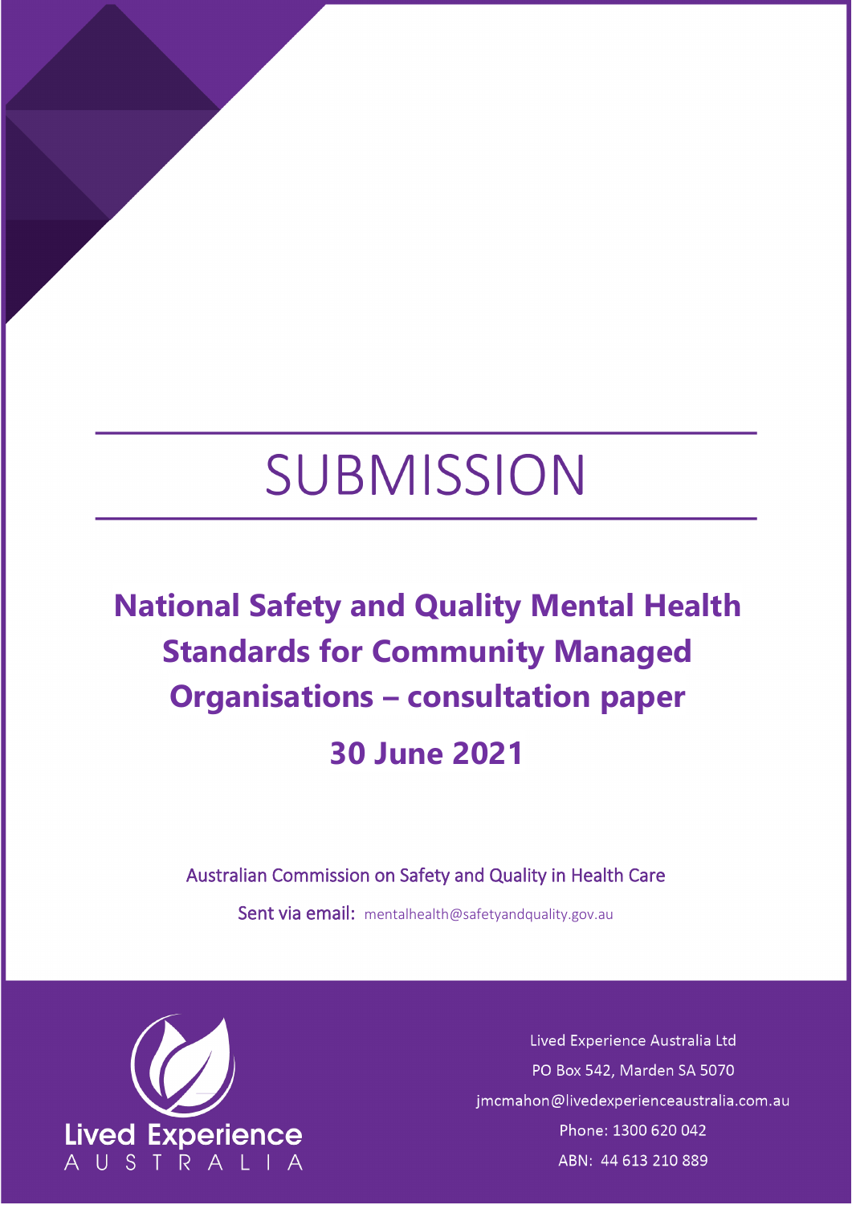# SUBMISSION

## National Safety and Quality Mental Health Standards for Community Managed Organisations – consultation paper

## 30 June 2021

Australian Commission on Safety and Quality in Health Care

Sent via email: mentalhealth@safetyandquality.gov.au

Lived Experience Australia

Lived Experience Australia Ltd

PO Box 542, Marden SA 5070

jmcmahon@livedexperienceaustralia.com.au

Phone: 1300 620 042

ABN: 44 613 210 889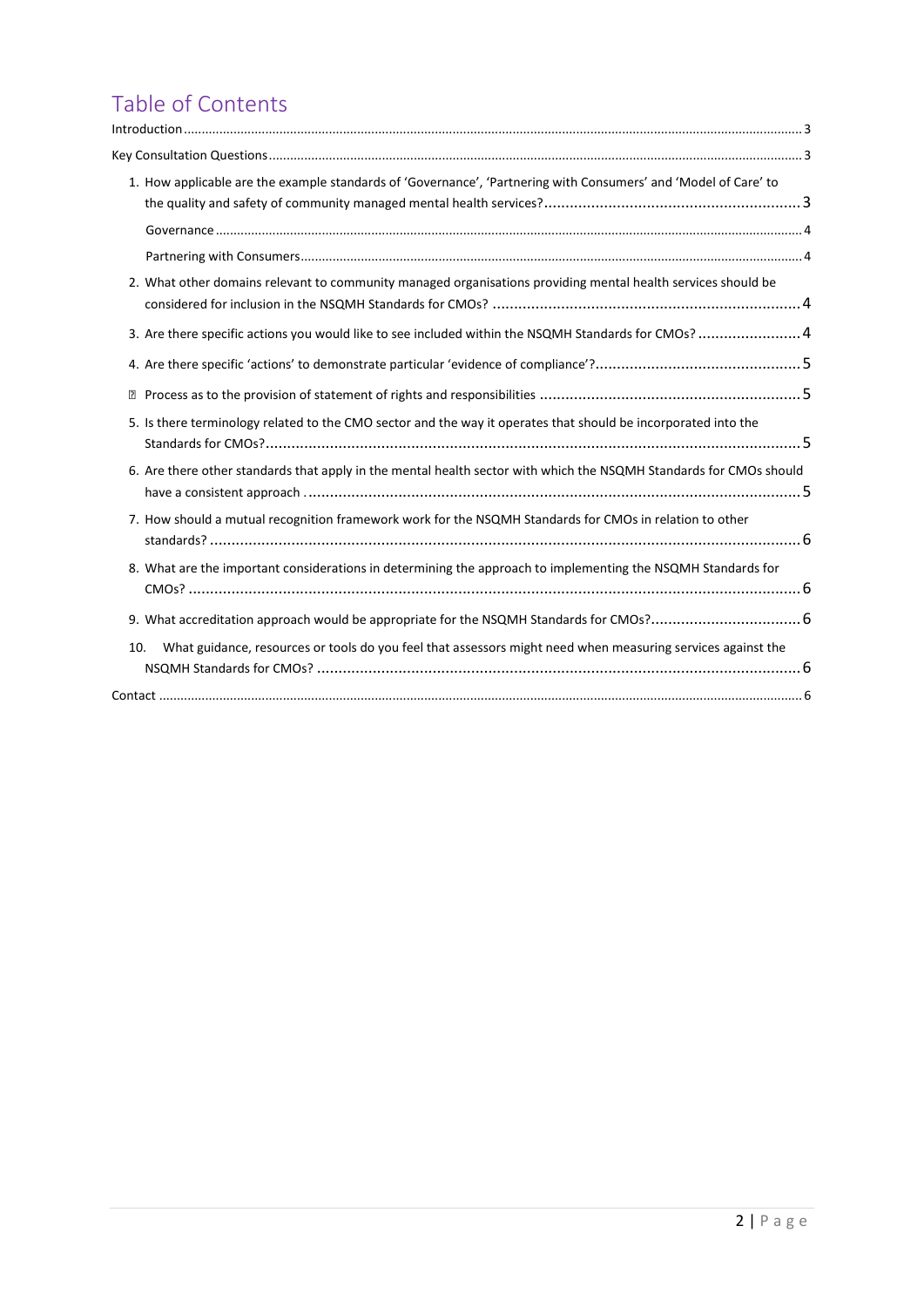# Table of Contents

Introduction ... 3

Key Consultation Questions ... 3

1. How applicable are the example standards of 'Governance', 'Partnering with Consumers' and 'Model of Care' to the quality and safety of community managed mental health services? ... 3
   - Governance ... 4
   - Partnering with Consumers ... 4
2. What other domains relevant to community managed organisations providing mental health services should be considered for inclusion in the NSQMH Standards for CMOs? ... 4
3. Are there specific actions you would like to see included within the NSQMH Standards for CMOs? ... 4
4. Are there specific 'actions' to demonstrate particular 'evidence of compliance'? ... 5
   - Process as to the provision of statement of rights and responsibilities ... 5
5. Is there terminology related to the CMO sector and the way it operates that should be incorporated into the Standards for CMOs? ... 5
6. Are there other standards that apply in the mental health sector with which the NSQMH Standards for CMOs should have a consistent approach ... 5
7. How should a mutual recognition framework work for the NSQMH Standards for CMOs in relation to other standards? ... 6
8. What are the important considerations in determining the approach to implementing the NSQMH Standards for CMOs? ... 6
9. What accreditation approach would be appropriate for the NSQMH Standards for CMOs? ... 6
10. What guidance, resources or tools do you feel that assessors might need when measuring services against the NSQMH Standards for CMOs? ... 6

Contact ... 6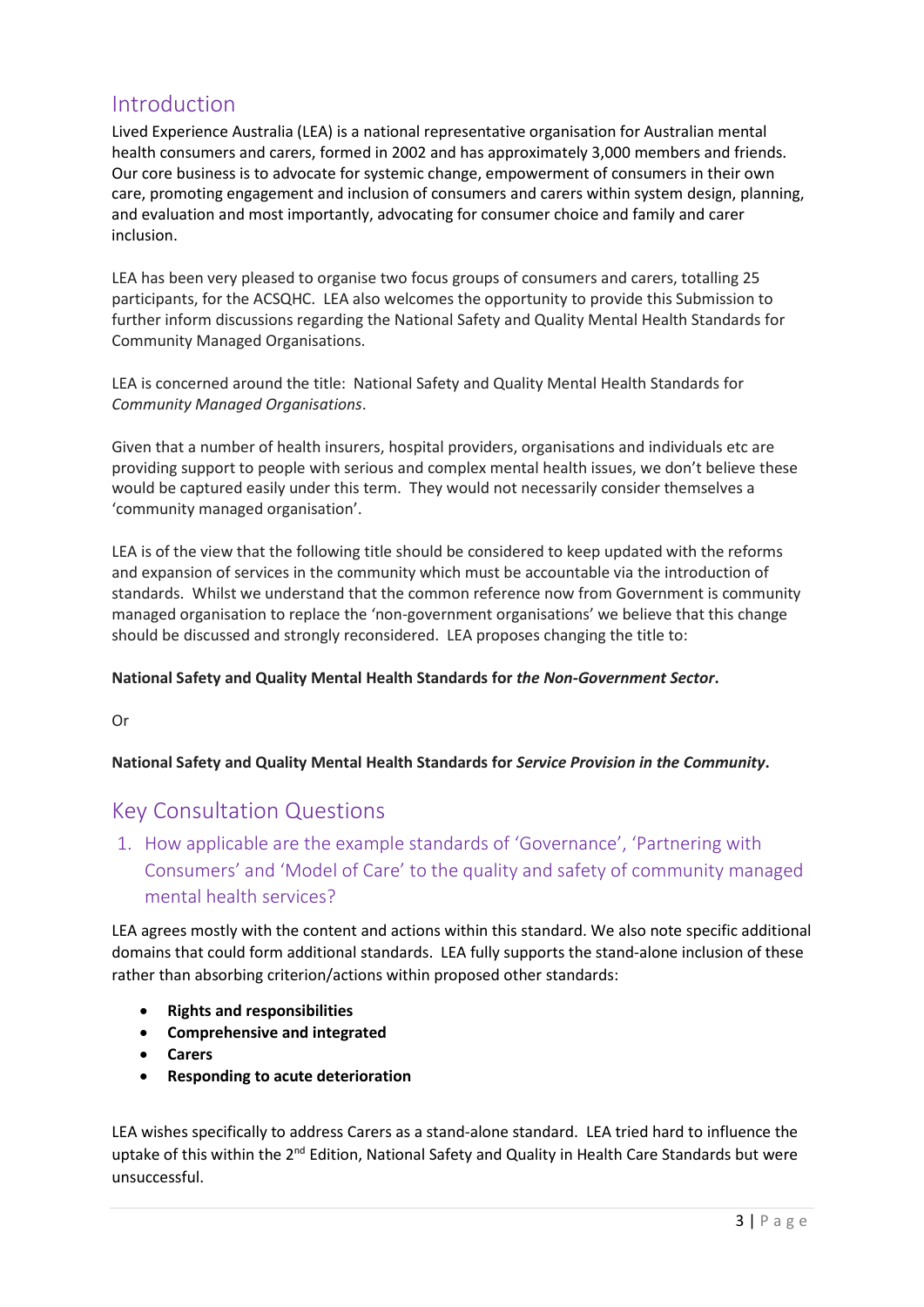## Introduction

Lived Experience Australia (LEA) is a national representative organisation for Australian mental health consumers and carers, formed in 2002 and has approximately 3,000 members and friends. Our core business is to advocate for systemic change, empowerment of consumers in their own care, promoting engagement and inclusion of consumers and carers within system design, planning, and evaluation and most importantly, advocating for consumer choice and family and carer inclusion.

LEA has been very pleased to organise two focus groups of consumers and carers, totalling 25 participants, for the ACSQHC. LEA also welcomes the opportunity to provide this Submission to further inform discussions regarding the National Safety and Quality Mental Health Standards for Community Managed Organisations.

LEA is concerned around the title: National Safety and Quality Mental Health Standards for *Community Managed Organisations*.

Given that a number of health insurers, hospital providers, organisations and individuals etc are providing support to people with serious and complex mental health issues, we don't believe these would be captured easily under this term. They would not necessarily consider themselves a 'community managed organisation'.

LEA is of the view that the following title should be considered to keep updated with the reforms and expansion of services in the community which must be accountable via the introduction of standards. Whilst we understand that the common reference now from Government is community managed organisation to replace the 'non-government organisations' we believe that this change should be discussed and strongly reconsidered. LEA proposes changing the title to:

**National Safety and Quality Mental Health Standards for *the Non-Government Sector*.**

Or

**National Safety and Quality Mental Health Standards for *Service Provision in the Community*.**

## Key Consultation Questions

### 1. How applicable are the example standards of 'Governance', 'Partnering with Consumers' and 'Model of Care' to the quality and safety of community managed mental health services?

LEA agrees mostly with the content and actions within this standard. We also note specific additional domains that could form additional standards. LEA fully supports the stand-alone inclusion of these rather than absorbing criterion/actions within proposed other standards:

- **Rights and responsibilities**
- **Comprehensive and integrated**
- **Carers**
- **Responding to acute deterioration**

LEA wishes specifically to address Carers as a stand-alone standard. LEA tried hard to influence the uptake of this within the 2nd Edition, National Safety and Quality in Health Care Standards but were unsuccessful.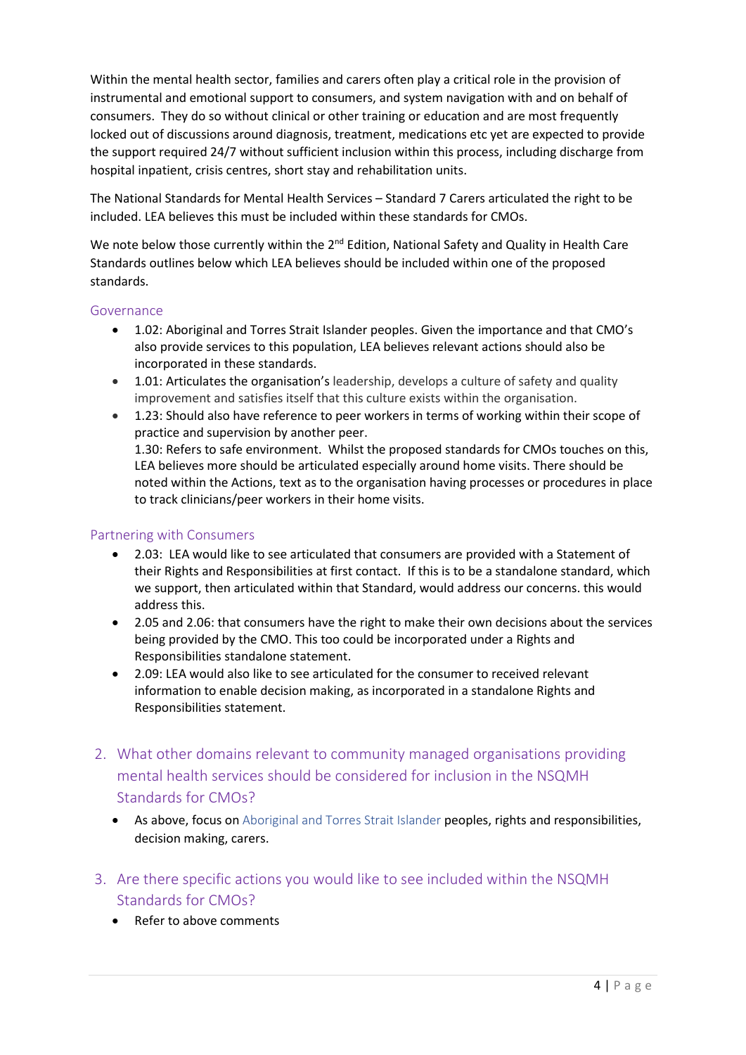Within the mental health sector, families and carers often play a critical role in the provision of instrumental and emotional support to consumers, and system navigation with and on behalf of consumers. They do so without clinical or other training or education and are most frequently locked out of discussions around diagnosis, treatment, medications etc yet are expected to provide the support required 24/7 without sufficient inclusion within this process, including discharge from hospital inpatient, crisis centres, short stay and rehabilitation units.

The National Standards for Mental Health Services – Standard 7 Carers articulated the right to be included. LEA believes this must be included within these standards for CMOs.

We note below those currently within the 2nd Edition, National Safety and Quality in Health Care Standards outlines below which LEA believes should be included within one of the proposed standards.

### Governance

- 1.02: Aboriginal and Torres Strait Islander peoples. Given the importance and that CMO's also provide services to this population, LEA believes relevant actions should also be incorporated in these standards.
- 1.01: Articulates the organisation's leadership, develops a culture of safety and quality improvement and satisfies itself that this culture exists within the organisation.
- 1.23: Should also have reference to peer workers in terms of working within their scope of practice and supervision by another peer.
  1.30: Refers to safe environment. Whilst the proposed standards for CMOs touches on this, LEA believes more should be articulated especially around home visits. There should be noted within the Actions, text as to the organisation having processes or procedures in place to track clinicians/peer workers in their home visits.

### Partnering with Consumers

- 2.03: LEA would like to see articulated that consumers are provided with a Statement of their Rights and Responsibilities at first contact. If this is to be a standalone standard, which we support, then articulated within that Standard, would address our concerns. this would address this.
- 2.05 and 2.06: that consumers have the right to make their own decisions about the services being provided by the CMO. This too could be incorporated under a Rights and Responsibilities standalone statement.
- 2.09: LEA would also like to see articulated for the consumer to received relevant information to enable decision making, as incorporated in a standalone Rights and Responsibilities statement.

## 2. What other domains relevant to community managed organisations providing mental health services should be considered for inclusion in the NSQMH Standards for CMOs?

- As above, focus on Aboriginal and Torres Strait Islander peoples, rights and responsibilities, decision making, carers.

## 3. Are there specific actions you would like to see included within the NSQMH Standards for CMOs?

- Refer to above comments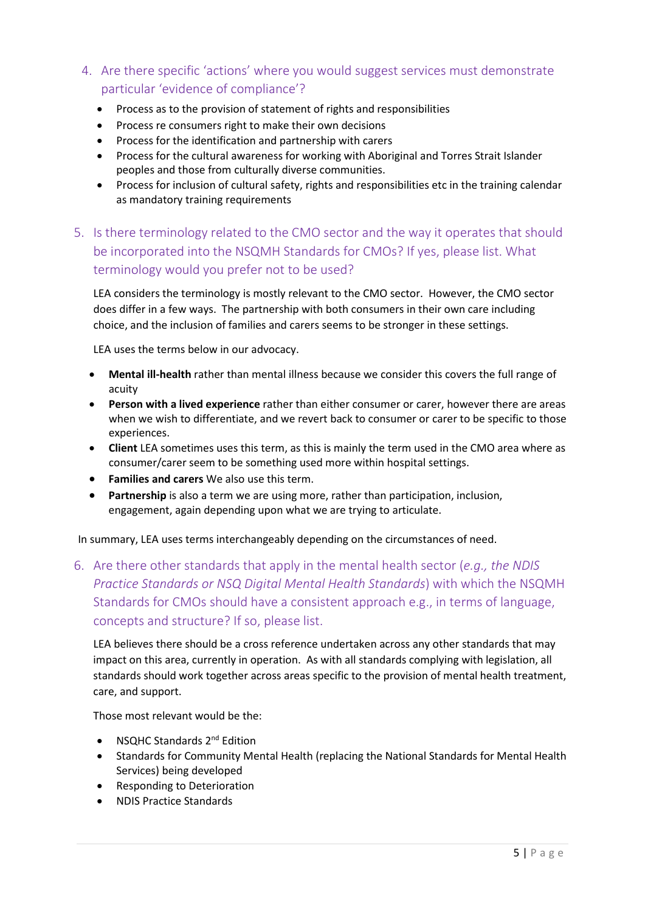4. Are there specific 'actions' where you would suggest services must demonstrate particular 'evidence of compliance'?

- Process as to the provision of statement of rights and responsibilities
- Process re consumers right to make their own decisions
- Process for the identification and partnership with carers
- Process for the cultural awareness for working with Aboriginal and Torres Strait Islander peoples and those from culturally diverse communities.
- Process for inclusion of cultural safety, rights and responsibilities etc in the training calendar as mandatory training requirements

5. Is there terminology related to the CMO sector and the way it operates that should be incorporated into the NSQMH Standards for CMOs? If yes, please list. What terminology would you prefer not to be used?

LEA considers the terminology is mostly relevant to the CMO sector. However, the CMO sector does differ in a few ways. The partnership with both consumers in their own care including choice, and the inclusion of families and carers seems to be stronger in these settings.

LEA uses the terms below in our advocacy.

- **Mental ill-health** rather than mental illness because we consider this covers the full range of acuity
- **Person with a lived experience** rather than either consumer or carer, however there are areas when we wish to differentiate, and we revert back to consumer or carer to be specific to those experiences.
- **Client** LEA sometimes uses this term, as this is mainly the term used in the CMO area where as consumer/carer seem to be something used more within hospital settings.
- **Families and carers** We also use this term.
- **Partnership** is also a term we are using more, rather than participation, inclusion, engagement, again depending upon what we are trying to articulate.

In summary, LEA uses terms interchangeably depending on the circumstances of need.

6. Are there other standards that apply in the mental health sector (*e.g., the NDIS Practice Standards or NSQ Digital Mental Health Standards*) with which the NSQMH Standards for CMOs should have a consistent approach e.g., in terms of language, concepts and structure? If so, please list.

LEA believes there should be a cross reference undertaken across any other standards that may impact on this area, currently in operation. As with all standards complying with legislation, all standards should work together across areas specific to the provision of mental health treatment, care, and support.

Those most relevant would be the:

- NSQHC Standards 2nd Edition
- Standards for Community Mental Health (replacing the National Standards for Mental Health Services) being developed
- Responding to Deterioration
- NDIS Practice Standards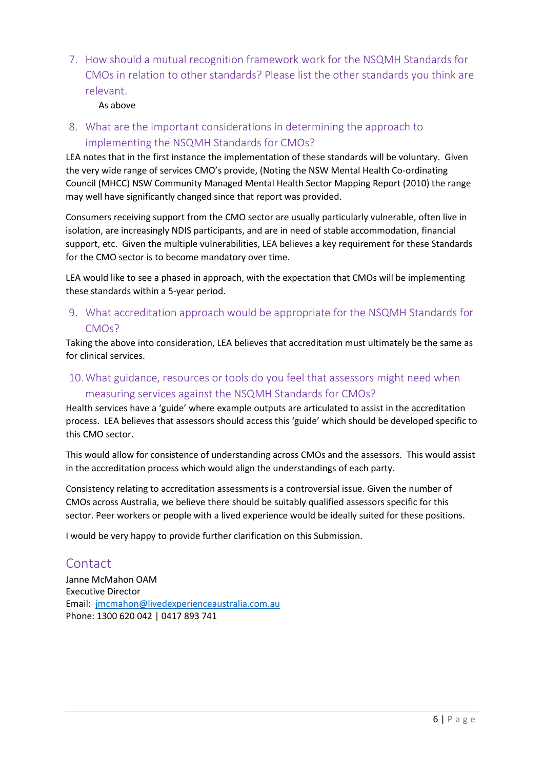7. How should a mutual recognition framework work for the NSQMH Standards for CMOs in relation to other standards? Please list the other standards you think are relevant.

   As above

8. What are the important considerations in determining the approach to implementing the NSQMH Standards for CMOs?

LEA notes that in the first instance the implementation of these standards will be voluntary. Given the very wide range of services CMO's provide, (Noting the NSW Mental Health Co-ordinating Council (MHCC) NSW Community Managed Mental Health Sector Mapping Report (2010) the range may well have significantly changed since that report was provided.

Consumers receiving support from the CMO sector are usually particularly vulnerable, often live in isolation, are increasingly NDIS participants, and are in need of stable accommodation, financial support, etc. Given the multiple vulnerabilities, LEA believes a key requirement for these Standards for the CMO sector is to become mandatory over time.

LEA would like to see a phased in approach, with the expectation that CMOs will be implementing these standards within a 5-year period.

9. What accreditation approach would be appropriate for the NSQMH Standards for CMOs?

Taking the above into consideration, LEA believes that accreditation must ultimately be the same as for clinical services.

10. What guidance, resources or tools do you feel that assessors might need when measuring services against the NSQMH Standards for CMOs?

Health services have a 'guide' where example outputs are articulated to assist in the accreditation process. LEA believes that assessors should access this 'guide' which should be developed specific to this CMO sector.

This would allow for consistence of understanding across CMOs and the assessors. This would assist in the accreditation process which would align the understandings of each party.

Consistency relating to accreditation assessments is a controversial issue. Given the number of CMOs across Australia, we believe there should be suitably qualified assessors specific for this sector. Peer workers or people with a lived experience would be ideally suited for these positions.

I would be very happy to provide further clarification on this Submission.

## Contact

Janne McMahon OAM
Executive Director
Email: jmcmahon@livedexperienceaustralia.com.au
Phone: 1300 620 042 | 0417 893 741